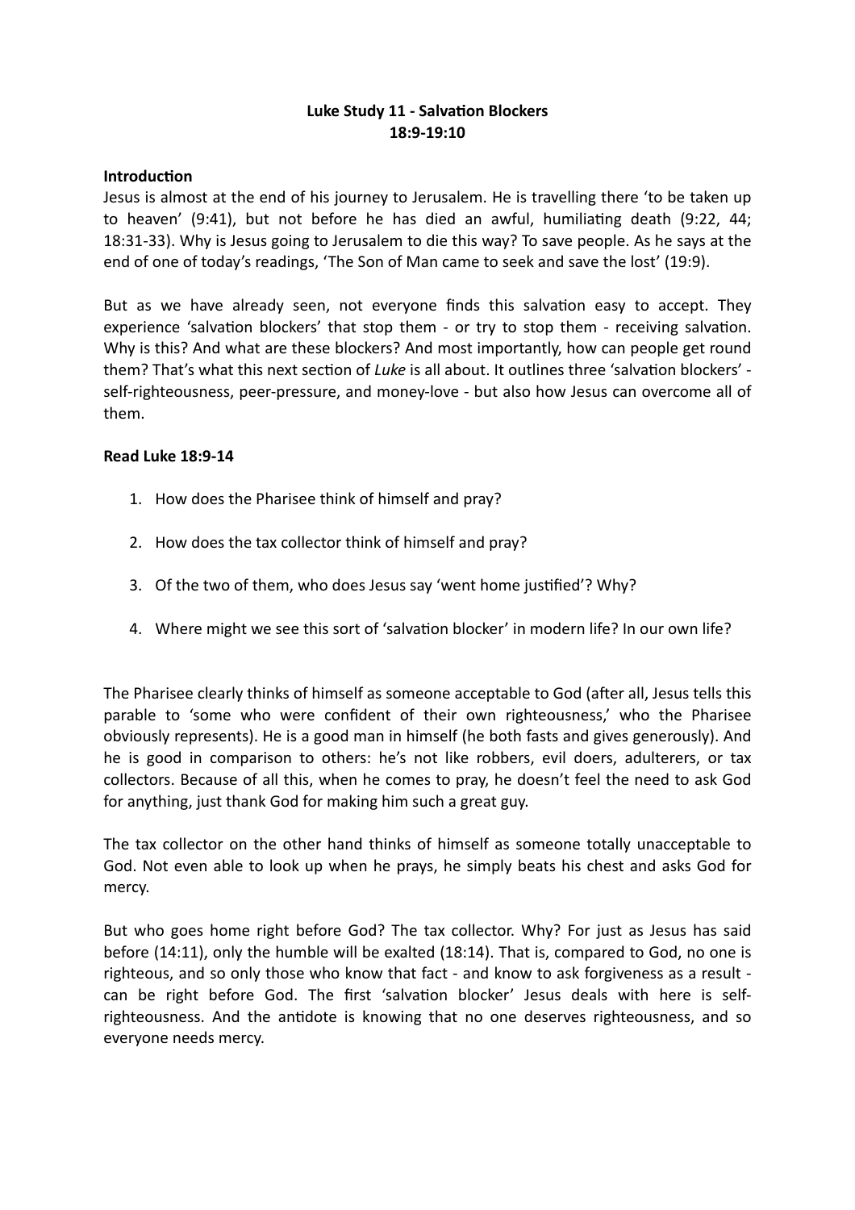**Luke Study 11 - Salvation Blockers**
**18:9-19:10**

**Introduction**

Jesus is almost at the end of his journey to Jerusalem. He is travelling there 'to be taken up to heaven' (9:41), but not before he has died an awful, humiliating death (9:22, 44; 18:31-33). Why is Jesus going to Jerusalem to die this way? To save people. As he says at the end of one of today's readings, 'The Son of Man came to seek and save the lost' (19:9).

But as we have already seen, not everyone finds this salvation easy to accept. They experience 'salvation blockers' that stop them - or try to stop them - receiving salvation. Why is this? And what are these blockers? And most importantly, how can people get round them? That's what this next section of *Luke* is all about. It outlines three 'salvation blockers' - self-righteousness, peer-pressure, and money-love - but also how Jesus can overcome all of them.

**Read Luke 18:9-14**

1. How does the Pharisee think of himself and pray?
2. How does the tax collector think of himself and pray?
3. Of the two of them, who does Jesus say 'went home justified'? Why?
4. Where might we see this sort of 'salvation blocker' in modern life? In our own life?

The Pharisee clearly thinks of himself as someone acceptable to God (after all, Jesus tells this parable to 'some who were confident of their own righteousness,' who the Pharisee obviously represents). He is a good man in himself (he both fasts and gives generously). And he is good in comparison to others: he's not like robbers, evil doers, adulterers, or tax collectors. Because of all this, when he comes to pray, he doesn't feel the need to ask God for anything, just thank God for making him such a great guy.

The tax collector on the other hand thinks of himself as someone totally unacceptable to God. Not even able to look up when he prays, he simply beats his chest and asks God for mercy.

But who goes home right before God? The tax collector. Why? For just as Jesus has said before (14:11), only the humble will be exalted (18:14). That is, compared to God, no one is righteous, and so only those who know that fact - and know to ask forgiveness as a result - can be right before God. The first 'salvation blocker' Jesus deals with here is self-righteousness. And the antidote is knowing that no one deserves righteousness, and so everyone needs mercy.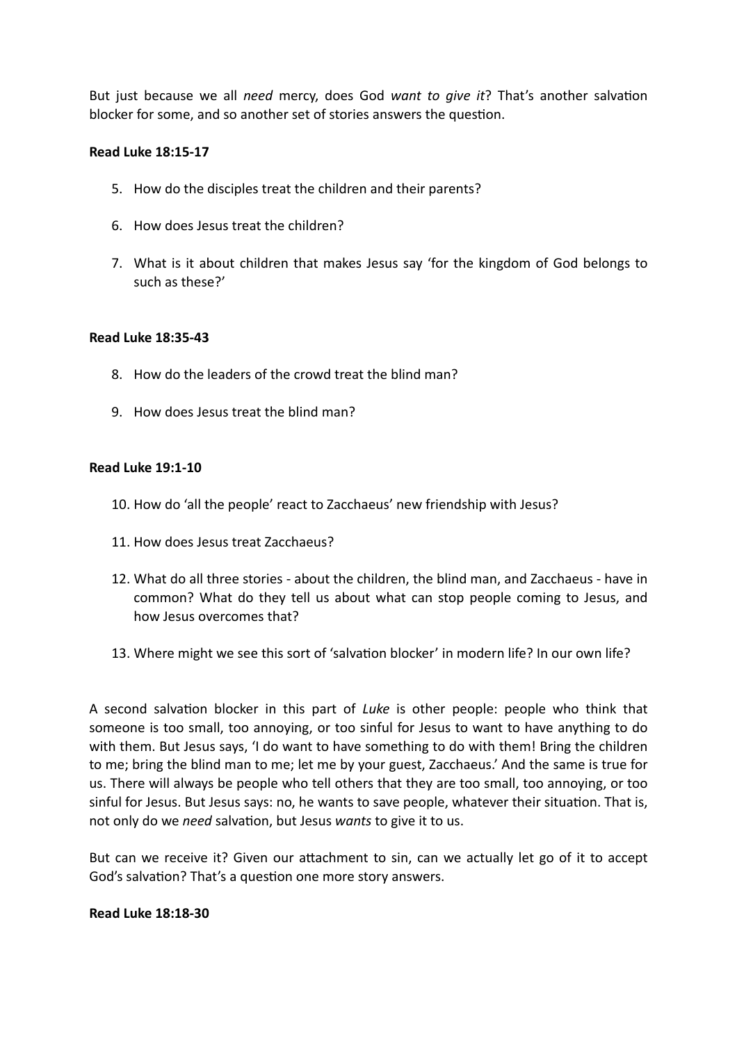But just because we all *need* mercy, does God *want to give it*? That's another salvation blocker for some, and so another set of stories answers the question.

**Read Luke 18:15-17**

5. How do the disciples treat the children and their parents?
6. How does Jesus treat the children?
7. What is it about children that makes Jesus say 'for the kingdom of God belongs to such as these?'

**Read Luke 18:35-43**

8. How do the leaders of the crowd treat the blind man?
9. How does Jesus treat the blind man?

**Read Luke 19:1-10**

10. How do 'all the people' react to Zacchaeus' new friendship with Jesus?
11. How does Jesus treat Zacchaeus?
12. What do all three stories - about the children, the blind man, and Zacchaeus - have in common? What do they tell us about what can stop people coming to Jesus, and how Jesus overcomes that?
13. Where might we see this sort of 'salvation blocker' in modern life? In our own life?

A second salvation blocker in this part of *Luke* is other people: people who think that someone is too small, too annoying, or too sinful for Jesus to want to have anything to do with them. But Jesus says, 'I do want to have something to do with them! Bring the children to me; bring the blind man to me; let me by your guest, Zacchaeus.' And the same is true for us. There will always be people who tell others that they are too small, too annoying, or too sinful for Jesus. But Jesus says: no, he wants to save people, whatever their situation. That is, not only do we *need* salvation, but Jesus *wants* to give it to us.

But can we receive it? Given our attachment to sin, can we actually let go of it to accept God's salvation? That's a question one more story answers.

**Read Luke 18:18-30**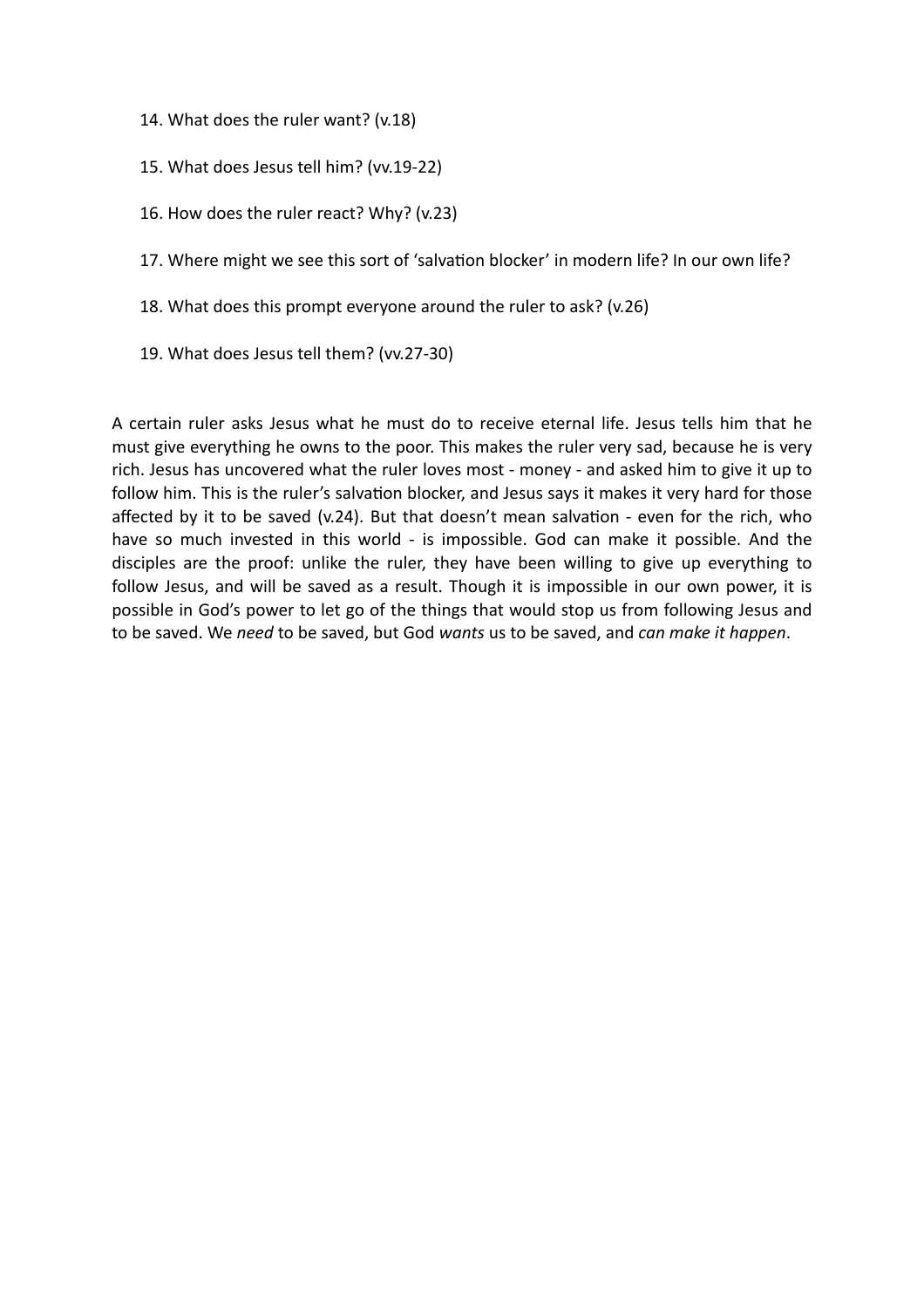14. What does the ruler want? (v.18)

15. What does Jesus tell him? (vv.19-22)

16. How does the ruler react? Why? (v.23)

17. Where might we see this sort of 'salvation blocker' in modern life? In our own life?

18. What does this prompt everyone around the ruler to ask? (v.26)

19. What does Jesus tell them? (vv.27-30)

A certain ruler asks Jesus what he must do to receive eternal life. Jesus tells him that he must give everything he owns to the poor. This makes the ruler very sad, because he is very rich. Jesus has uncovered what the ruler loves most - money - and asked him to give it up to follow him. This is the ruler's salvation blocker, and Jesus says it makes it very hard for those affected by it to be saved (v.24). But that doesn't mean salvation - even for the rich, who have so much invested in this world - is impossible. God can make it possible. And the disciples are the proof: unlike the ruler, they have been willing to give up everything to follow Jesus, and will be saved as a result. Though it is impossible in our own power, it is possible in God's power to let go of the things that would stop us from following Jesus and to be saved. We *need* to be saved, but God *wants* us to be saved, and *can make it happen*.